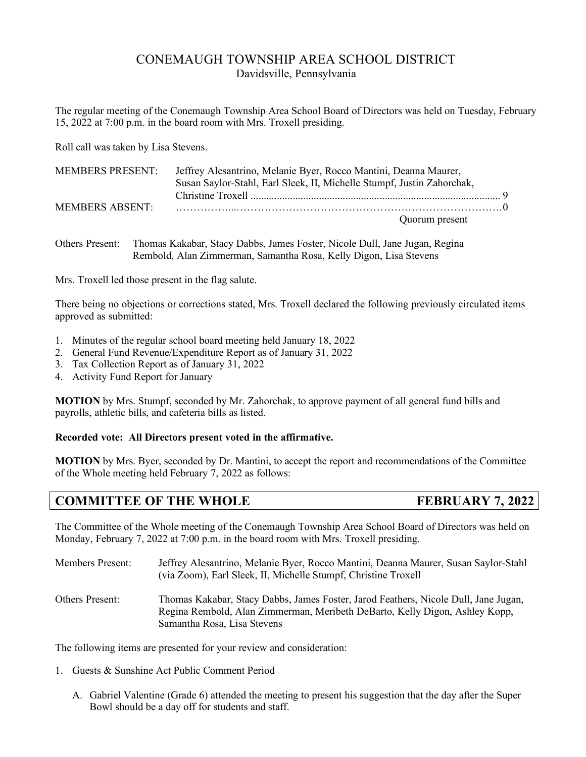# CONEMAUGH TOWNSHIP AREA SCHOOL DISTRICT

Davidsville, Pennsylvania

The regular meeting of the Conemaugh Township Area School Board of Directors was held on Tuesday, February 15, 2022 at 7:00 p.m. in the board room with Mrs. Troxell presiding.

Roll call was taken by Lisa Stevens.

| | | |
|---|---|---|
| MEMBERS PRESENT: | Jeffrey Alesantrino, Melanie Byer, Rocco Mantini, Deanna Maurer, Susan Saylor-Stahl, Earl Sleek, II, Michelle Stumpf, Justin Zahorchak, Christine Troxell | 9 |
| MEMBERS ABSENT: | | 0 |
| | Quorum present | |

Others Present: Thomas Kakabar, Stacy Dabbs, James Foster, Nicole Dull, Jane Jugan, Regina Rembold, Alan Zimmerman, Samantha Rosa, Kelly Digon, Lisa Stevens

Mrs. Troxell led those present in the flag salute.

There being no objections or corrections stated, Mrs. Troxell declared the following previously circulated items approved as submitted:

1. Minutes of the regular school board meeting held January 18, 2022
2. General Fund Revenue/Expenditure Report as of January 31, 2022
3. Tax Collection Report as of January 31, 2022
4. Activity Fund Report for January

**MOTION** by Mrs. Stumpf, seconded by Mr. Zahorchak, to approve payment of all general fund bills and payrolls, athletic bills, and cafeteria bills as listed.

**Recorded vote: All Directors present voted in the affirmative.**

**MOTION** by Mrs. Byer, seconded by Dr. Mantini, to accept the report and recommendations of the Committee of the Whole meeting held February 7, 2022 as follows:

## COMMITTEE OF THE WHOLE — FEBRUARY 7, 2022

The Committee of the Whole meeting of the Conemaugh Township Area School Board of Directors was held on Monday, February 7, 2022 at 7:00 p.m. in the board room with Mrs. Troxell presiding.

Members Present: Jeffrey Alesantrino, Melanie Byer, Rocco Mantini, Deanna Maurer, Susan Saylor-Stahl (via Zoom), Earl Sleek, II, Michelle Stumpf, Christine Troxell

Others Present: Thomas Kakabar, Stacy Dabbs, James Foster, Jarod Feathers, Nicole Dull, Jane Jugan, Regina Rembold, Alan Zimmerman, Meribeth DeBarto, Kelly Digon, Ashley Kopp, Samantha Rosa, Lisa Stevens

The following items are presented for your review and consideration:

1. Guests & Sunshine Act Public Comment Period

   A. Gabriel Valentine (Grade 6) attended the meeting to present his suggestion that the day after the Super Bowl should be a day off for students and staff.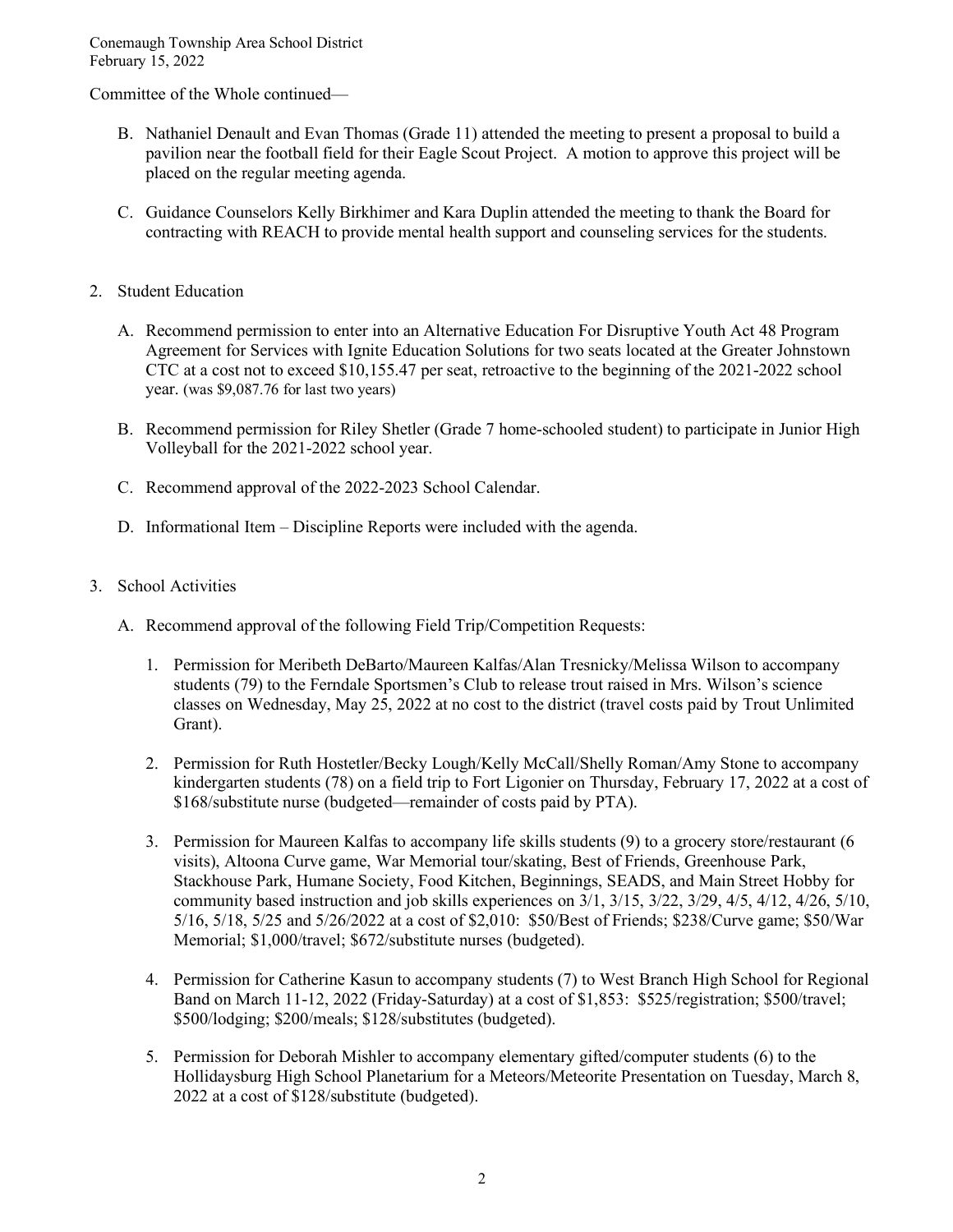Committee of the Whole continued—

B. Nathaniel Denault and Evan Thomas (Grade 11) attended the meeting to present a proposal to build a pavilion near the football field for their Eagle Scout Project. A motion to approve this project will be placed on the regular meeting agenda.

C. Guidance Counselors Kelly Birkhimer and Kara Duplin attended the meeting to thank the Board for contracting with REACH to provide mental health support and counseling services for the students.

2. Student Education

   A. Recommend permission to enter into an Alternative Education For Disruptive Youth Act 48 Program Agreement for Services with Ignite Education Solutions for two seats located at the Greater Johnstown CTC at a cost not to exceed $10,155.47 per seat, retroactive to the beginning of the 2021-2022 school year. (was $9,087.76 for last two years)

   B. Recommend permission for Riley Shetler (Grade 7 home-schooled student) to participate in Junior High Volleyball for the 2021-2022 school year.

   C. Recommend approval of the 2022-2023 School Calendar.

   D. Informational Item – Discipline Reports were included with the agenda.

3. School Activities

   A. Recommend approval of the following Field Trip/Competition Requests:

      1. Permission for Meribeth DeBarto/Maureen Kalfas/Alan Tresnicky/Melissa Wilson to accompany students (79) to the Ferndale Sportsmen's Club to release trout raised in Mrs. Wilson's science classes on Wednesday, May 25, 2022 at no cost to the district (travel costs paid by Trout Unlimited Grant).

      2. Permission for Ruth Hostetler/Becky Lough/Kelly McCall/Shelly Roman/Amy Stone to accompany kindergarten students (78) on a field trip to Fort Ligonier on Thursday, February 17, 2022 at a cost of $168/substitute nurse (budgeted—remainder of costs paid by PTA).

      3. Permission for Maureen Kalfas to accompany life skills students (9) to a grocery store/restaurant (6 visits), Altoona Curve game, War Memorial tour/skating, Best of Friends, Greenhouse Park, Stackhouse Park, Humane Society, Food Kitchen, Beginnings, SEADS, and Main Street Hobby for community based instruction and job skills experiences on 3/1, 3/15, 3/22, 3/29, 4/5, 4/12, 4/26, 5/10, 5/16, 5/18, 5/25 and 5/26/2022 at a cost of $2,010: $50/Best of Friends; $238/Curve game; $50/War Memorial; $1,000/travel; $672/substitute nurses (budgeted).

      4. Permission for Catherine Kasun to accompany students (7) to West Branch High School for Regional Band on March 11-12, 2022 (Friday-Saturday) at a cost of $1,853: $525/registration; $500/travel; $500/lodging; $200/meals; $128/substitutes (budgeted).

      5. Permission for Deborah Mishler to accompany elementary gifted/computer students (6) to the Hollidaysburg High School Planetarium for a Meteors/Meteorite Presentation on Tuesday, March 8, 2022 at a cost of $128/substitute (budgeted).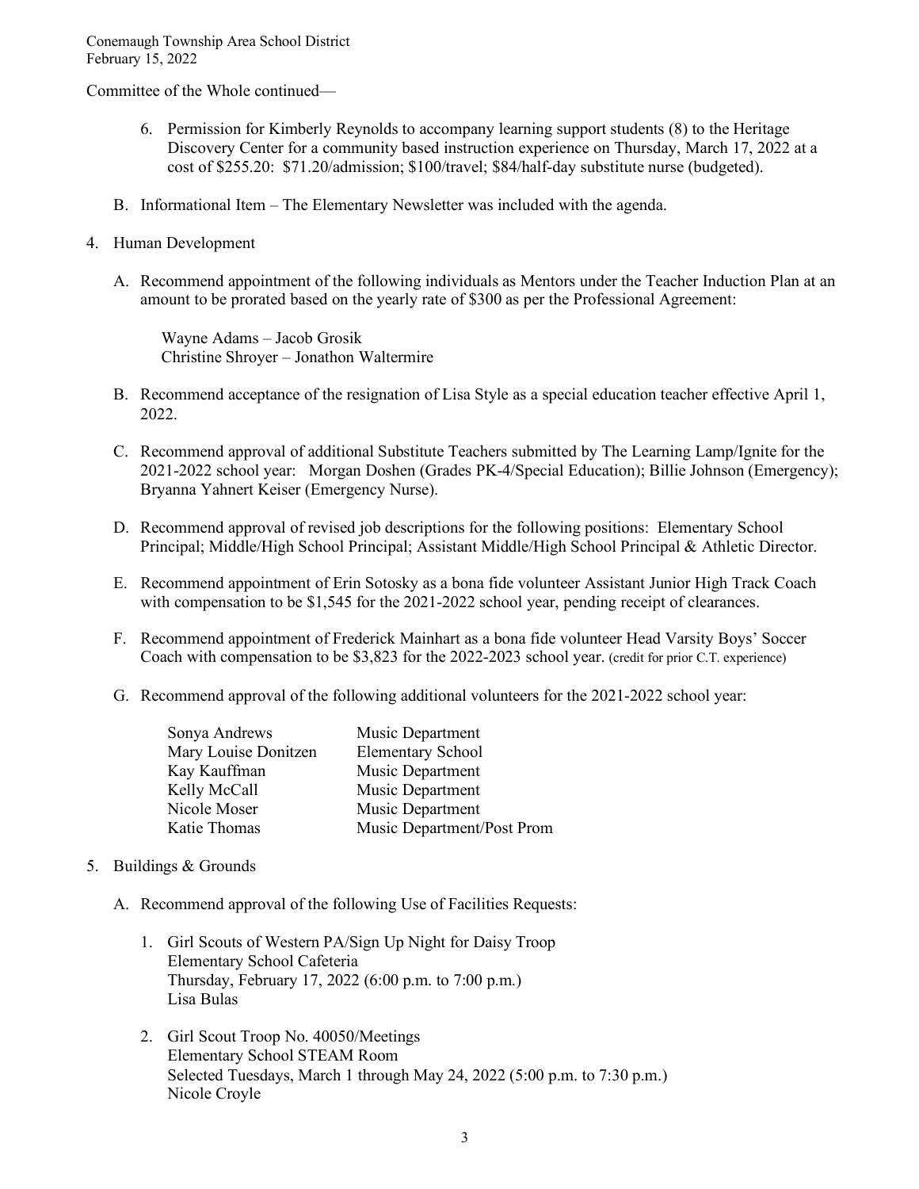Committee of the Whole continued—

6. Permission for Kimberly Reynolds to accompany learning support students (8) to the Heritage Discovery Center for a community based instruction experience on Thursday, March 17, 2022 at a cost of $255.20: $71.20/admission; $100/travel; $84/half-day substitute nurse (budgeted).

B. Informational Item – The Elementary Newsletter was included with the agenda.

4. Human Development

A. Recommend appointment of the following individuals as Mentors under the Teacher Induction Plan at an amount to be prorated based on the yearly rate of $300 as per the Professional Agreement:

Wayne Adams – Jacob Grosik
Christine Shroyer – Jonathon Waltermire

B. Recommend acceptance of the resignation of Lisa Style as a special education teacher effective April 1, 2022.

C. Recommend approval of additional Substitute Teachers submitted by The Learning Lamp/Ignite for the 2021-2022 school year: Morgan Doshen (Grades PK-4/Special Education); Billie Johnson (Emergency); Bryanna Yahnert Keiser (Emergency Nurse).

D. Recommend approval of revised job descriptions for the following positions: Elementary School Principal; Middle/High School Principal; Assistant Middle/High School Principal & Athletic Director.

E. Recommend appointment of Erin Sotosky as a bona fide volunteer Assistant Junior High Track Coach with compensation to be $1,545 for the 2021-2022 school year, pending receipt of clearances.

F. Recommend appointment of Frederick Mainhart as a bona fide volunteer Head Varsity Boys' Soccer Coach with compensation to be $3,823 for the 2022-2023 school year. (credit for prior C.T. experience)

G. Recommend approval of the following additional volunteers for the 2021-2022 school year:

| | |
|---|---|
| Sonya Andrews | Music Department |
| Mary Louise Donitzen | Elementary School |
| Kay Kauffman | Music Department |
| Kelly McCall | Music Department |
| Nicole Moser | Music Department |
| Katie Thomas | Music Department/Post Prom |

5. Buildings & Grounds

A. Recommend approval of the following Use of Facilities Requests:

1. Girl Scouts of Western PA/Sign Up Night for Daisy Troop
   Elementary School Cafeteria
   Thursday, February 17, 2022 (6:00 p.m. to 7:00 p.m.)
   Lisa Bulas

2. Girl Scout Troop No. 40050/Meetings
   Elementary School STEAM Room
   Selected Tuesdays, March 1 through May 24, 2022 (5:00 p.m. to 7:30 p.m.)
   Nicole Croyle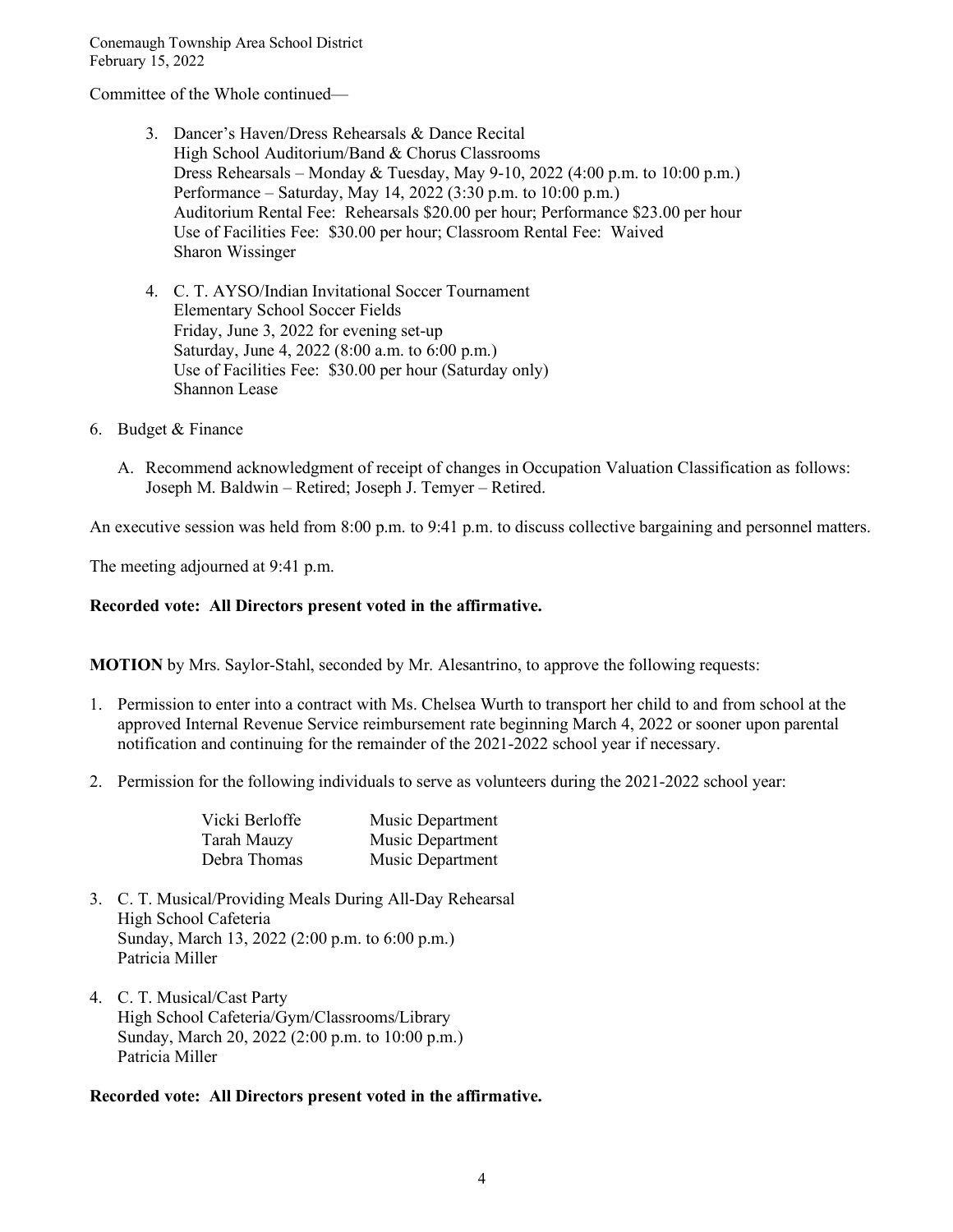Committee of the Whole continued—

3. Dancer's Haven/Dress Rehearsals & Dance Recital
   High School Auditorium/Band & Chorus Classrooms
   Dress Rehearsals – Monday & Tuesday, May 9-10, 2022 (4:00 p.m. to 10:00 p.m.)
   Performance – Saturday, May 14, 2022 (3:30 p.m. to 10:00 p.m.)
   Auditorium Rental Fee: Rehearsals $20.00 per hour; Performance $23.00 per hour
   Use of Facilities Fee: $30.00 per hour; Classroom Rental Fee: Waived
   Sharon Wissinger

4. C. T. AYSO/Indian Invitational Soccer Tournament
   Elementary School Soccer Fields
   Friday, June 3, 2022 for evening set-up
   Saturday, June 4, 2022 (8:00 a.m. to 6:00 p.m.)
   Use of Facilities Fee: $30.00 per hour (Saturday only)
   Shannon Lease

6. Budget & Finance

   A. Recommend acknowledgment of receipt of changes in Occupation Valuation Classification as follows: Joseph M. Baldwin – Retired; Joseph J. Temyer – Retired.

An executive session was held from 8:00 p.m. to 9:41 p.m. to discuss collective bargaining and personnel matters.

The meeting adjourned at 9:41 p.m.

**Recorded vote: All Directors present voted in the affirmative.**

**MOTION** by Mrs. Saylor-Stahl, seconded by Mr. Alesantrino, to approve the following requests:

1. Permission to enter into a contract with Ms. Chelsea Wurth to transport her child to and from school at the approved Internal Revenue Service reimbursement rate beginning March 4, 2022 or sooner upon parental notification and continuing for the remainder of the 2021-2022 school year if necessary.

2. Permission for the following individuals to serve as volunteers during the 2021-2022 school year:

| | |
|---|---|
| Vicki Berloffe | Music Department |
| Tarah Mauzy | Music Department |
| Debra Thomas | Music Department |

3. C. T. Musical/Providing Meals During All-Day Rehearsal
   High School Cafeteria
   Sunday, March 13, 2022 (2:00 p.m. to 6:00 p.m.)
   Patricia Miller

4. C. T. Musical/Cast Party
   High School Cafeteria/Gym/Classrooms/Library
   Sunday, March 20, 2022 (2:00 p.m. to 10:00 p.m.)
   Patricia Miller

**Recorded vote: All Directors present voted in the affirmative.**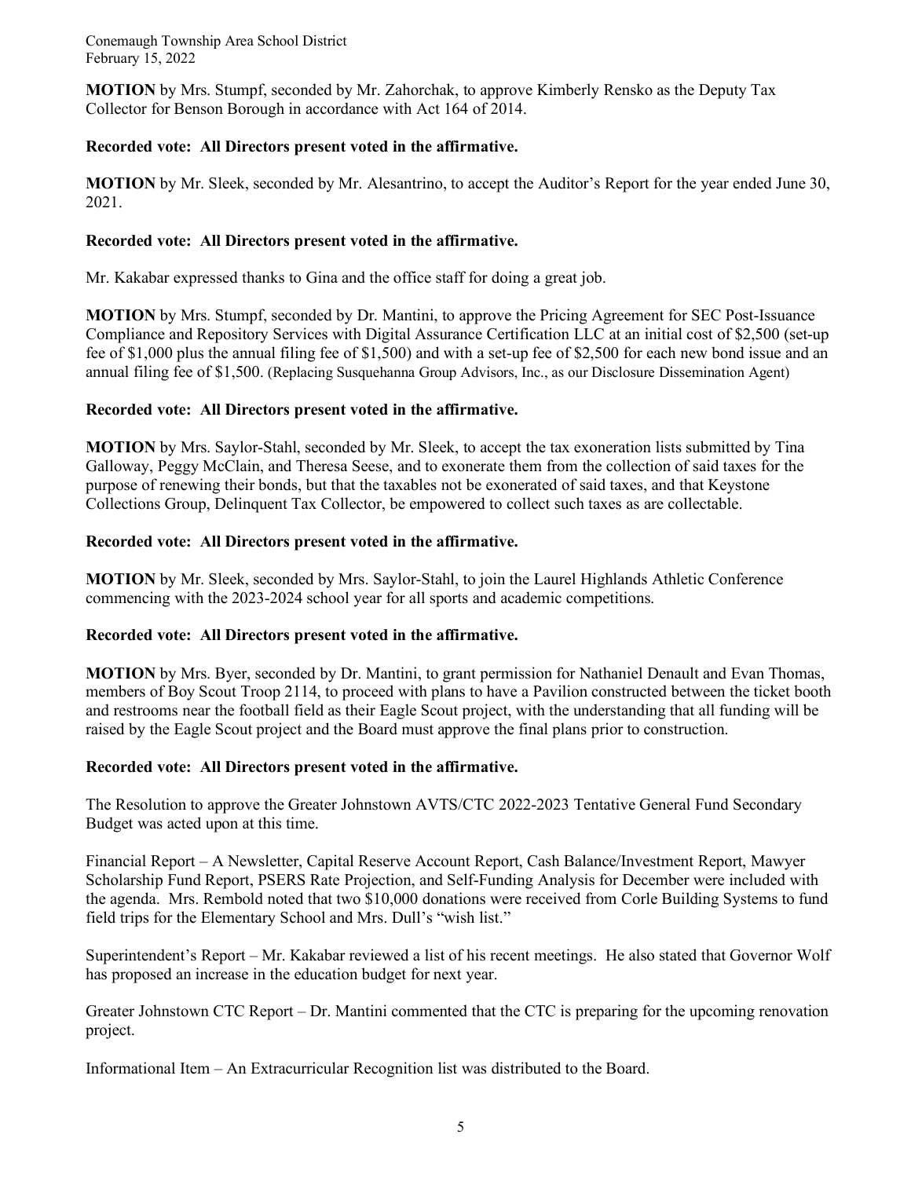**MOTION** by Mrs. Stumpf, seconded by Mr. Zahorchak, to approve Kimberly Rensko as the Deputy Tax Collector for Benson Borough in accordance with Act 164 of 2014.

**Recorded vote: All Directors present voted in the affirmative.**

**MOTION** by Mr. Sleek, seconded by Mr. Alesantrino, to accept the Auditor's Report for the year ended June 30, 2021.

**Recorded vote: All Directors present voted in the affirmative.**

Mr. Kakabar expressed thanks to Gina and the office staff for doing a great job.

**MOTION** by Mrs. Stumpf, seconded by Dr. Mantini, to approve the Pricing Agreement for SEC Post-Issuance Compliance and Repository Services with Digital Assurance Certification LLC at an initial cost of $2,500 (set-up fee of $1,000 plus the annual filing fee of $1,500) and with a set-up fee of $2,500 for each new bond issue and an annual filing fee of $1,500. (Replacing Susquehanna Group Advisors, Inc., as our Disclosure Dissemination Agent)

**Recorded vote: All Directors present voted in the affirmative.**

**MOTION** by Mrs. Saylor-Stahl, seconded by Mr. Sleek, to accept the tax exoneration lists submitted by Tina Galloway, Peggy McClain, and Theresa Seese, and to exonerate them from the collection of said taxes for the purpose of renewing their bonds, but that the taxables not be exonerated of said taxes, and that Keystone Collections Group, Delinquent Tax Collector, be empowered to collect such taxes as are collectable.

**Recorded vote: All Directors present voted in the affirmative.**

**MOTION** by Mr. Sleek, seconded by Mrs. Saylor-Stahl, to join the Laurel Highlands Athletic Conference commencing with the 2023-2024 school year for all sports and academic competitions.

**Recorded vote: All Directors present voted in the affirmative.**

**MOTION** by Mrs. Byer, seconded by Dr. Mantini, to grant permission for Nathaniel Denault and Evan Thomas, members of Boy Scout Troop 2114, to proceed with plans to have a Pavilion constructed between the ticket booth and restrooms near the football field as their Eagle Scout project, with the understanding that all funding will be raised by the Eagle Scout project and the Board must approve the final plans prior to construction.

**Recorded vote: All Directors present voted in the affirmative.**

The Resolution to approve the Greater Johnstown AVTS/CTC 2022-2023 Tentative General Fund Secondary Budget was acted upon at this time.

Financial Report – A Newsletter, Capital Reserve Account Report, Cash Balance/Investment Report, Mawyer Scholarship Fund Report, PSERS Rate Projection, and Self-Funding Analysis for December were included with the agenda. Mrs. Rembold noted that two $10,000 donations were received from Corle Building Systems to fund field trips for the Elementary School and Mrs. Dull's "wish list."

Superintendent's Report – Mr. Kakabar reviewed a list of his recent meetings. He also stated that Governor Wolf has proposed an increase in the education budget for next year.

Greater Johnstown CTC Report – Dr. Mantini commented that the CTC is preparing for the upcoming renovation project.

Informational Item – An Extracurricular Recognition list was distributed to the Board.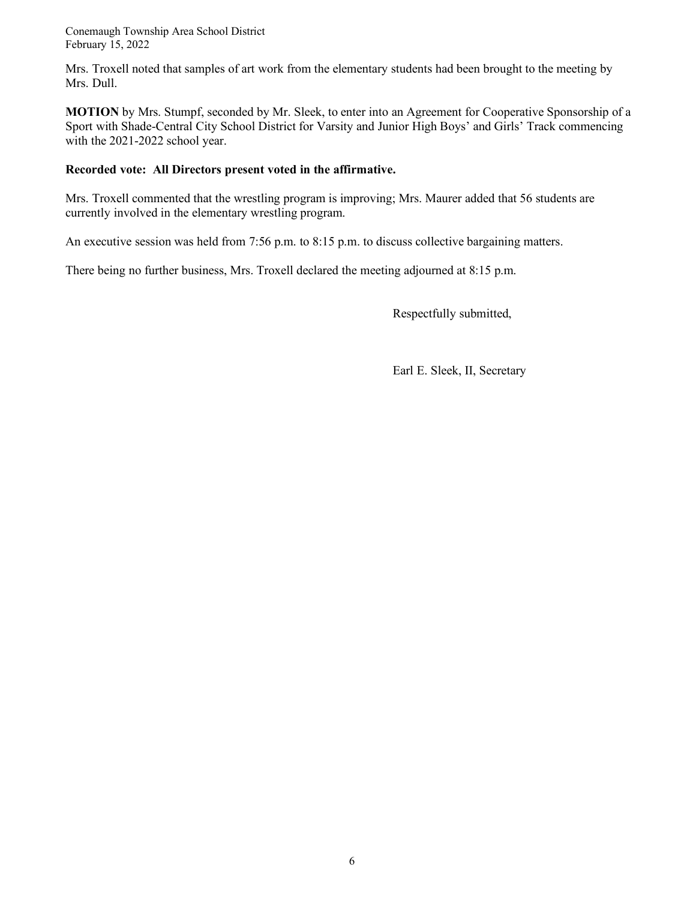Mrs. Troxell noted that samples of art work from the elementary students had been brought to the meeting by Mrs. Dull.

**MOTION** by Mrs. Stumpf, seconded by Mr. Sleek, to enter into an Agreement for Cooperative Sponsorship of a Sport with Shade-Central City School District for Varsity and Junior High Boys' and Girls' Track commencing with the 2021-2022 school year.

**Recorded vote: All Directors present voted in the affirmative.**

Mrs. Troxell commented that the wrestling program is improving; Mrs. Maurer added that 56 students are currently involved in the elementary wrestling program.

An executive session was held from 7:56 p.m. to 8:15 p.m. to discuss collective bargaining matters.

There being no further business, Mrs. Troxell declared the meeting adjourned at 8:15 p.m.

Respectfully submitted,

Earl E. Sleek, II, Secretary